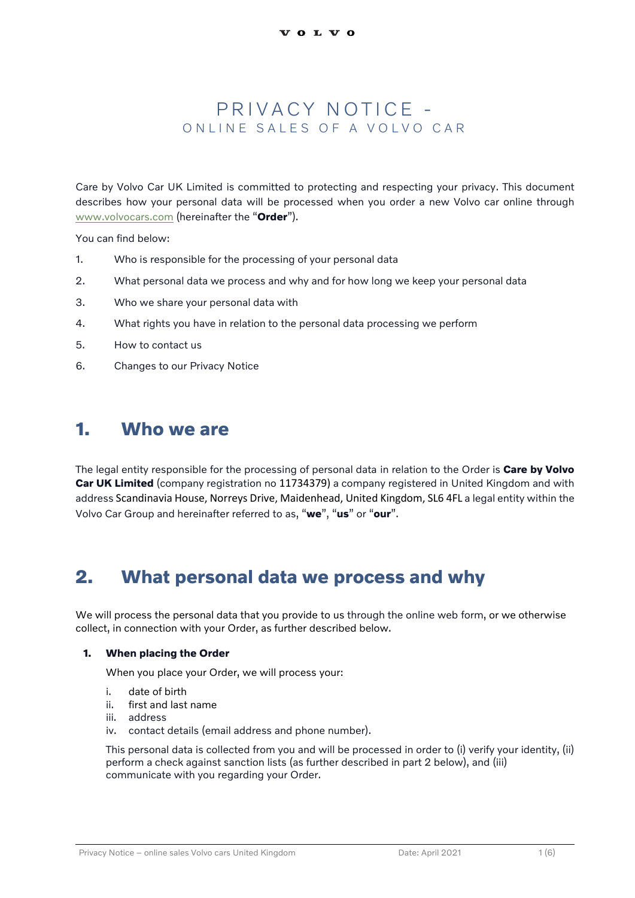# PRIVACY NOTICE - ONLINE SALES OF A VOLVO CAR

Care by Volvo Car UK Limited is committed to protecting and respecting your privacy. This document describes how your personal data will be processed when you order a new Volvo car online through www.volvocars.com (hereinafter the "**Order**").

You can find below:

1. Who is responsible for the processing of your personal data
2. What personal data we process and why and for how long we keep your personal data
3. Who we share your personal data with
4. What rights you have in relation to the personal data processing we perform
5. How to contact us
6. Changes to our Privacy Notice

## 1. Who we are

The legal entity responsible for the processing of personal data in relation to the Order is **Care by Volvo Car UK Limited** (company registration no 11734379) a company registered in United Kingdom and with address Scandinavia House, Norreys Drive, Maidenhead, United Kingdom, SL6 4FL a legal entity within the Volvo Car Group and hereinafter referred to as, "**we**", "**us**" or "**our**".

## 2. What personal data we process and why

We will process the personal data that you provide to us through the online web form, or we otherwise collect, in connection with your Order, as further described below.

### 1. When placing the Order

When you place your Order, we will process your:

i. date of birth
ii. first and last name
iii. address
iv. contact details (email address and phone number).

This personal data is collected from you and will be processed in order to (i) verify your identity, (ii) perform a check against sanction lists (as further described in part 2 below), and (iii) communicate with you regarding your Order.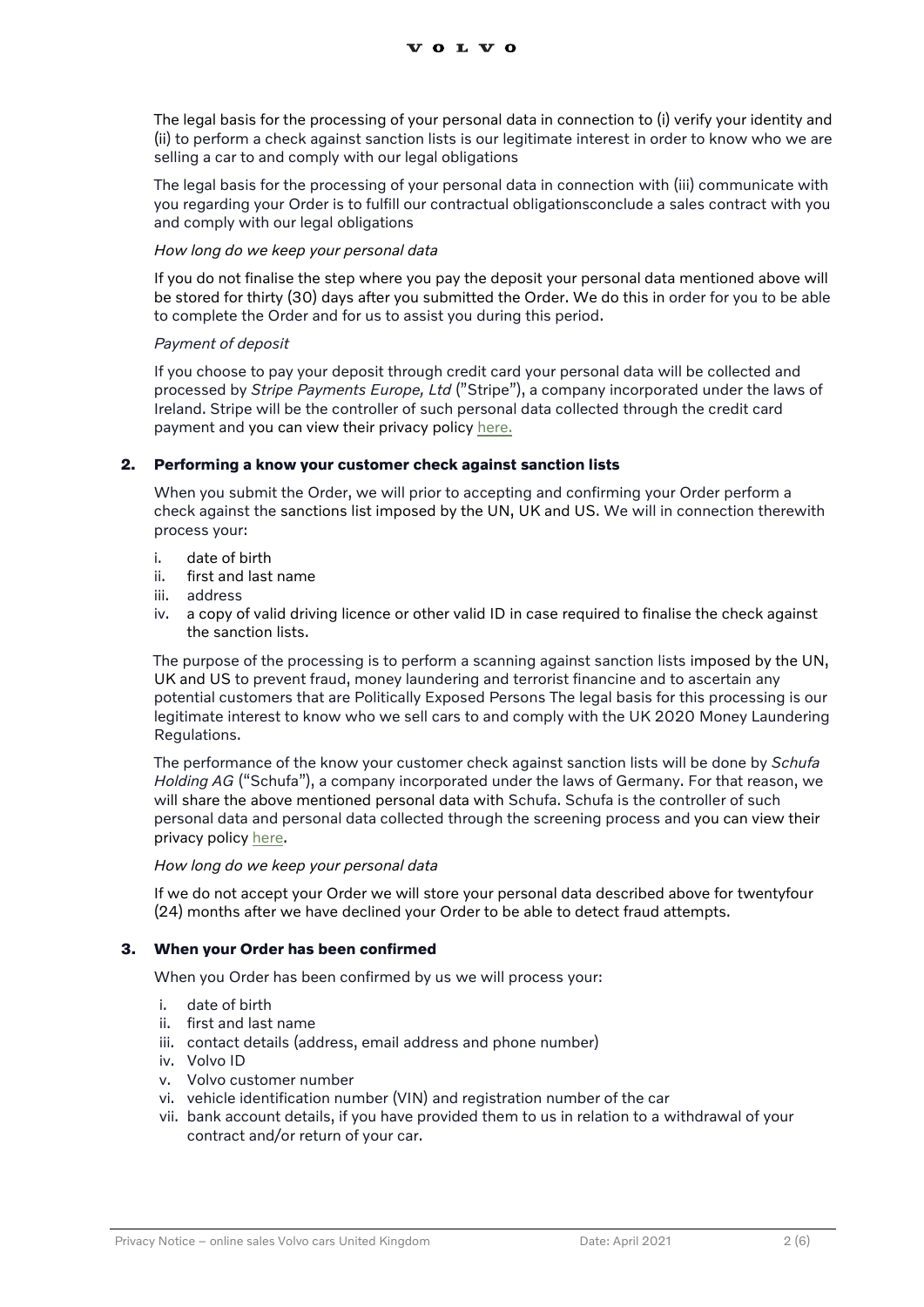The legal basis for the processing of your personal data in connection to (i) verify your identity and (ii) to perform a check against sanction lists is our legitimate interest in order to know who we are selling a car to and comply with our legal obligations

The legal basis for the processing of your personal data in connection with (iii) communicate with you regarding your Order is to fulfill our contractual obligationsconclude a sales contract with you and comply with our legal obligations

*How long do we keep your personal data*

If you do not finalise the step where you pay the deposit your personal data mentioned above will be stored for thirty (30) days after you submitted the Order. We do this in order for you to be able to complete the Order and for us to assist you during this period.

*Payment of deposit*

If you choose to pay your deposit through credit card your personal data will be collected and processed by *Stripe Payments Europe, Ltd* ("Stripe"), a company incorporated under the laws of Ireland. Stripe will be the controller of such personal data collected through the credit card payment and you can view their privacy policy here.

## 2. Performing a know your customer check against sanction lists

When you submit the Order, we will prior to accepting and confirming your Order perform a check against the sanctions list imposed by the UN, UK and US. We will in connection therewith process your:

i. date of birth
ii. first and last name
iii. address
iv. a copy of valid driving licence or other valid ID in case required to finalise the check against the sanction lists.

The purpose of the processing is to perform a scanning against sanction lists imposed by the UN, UK and US to prevent fraud, money laundering and terrorist financine and to ascertain any potential customers that are Politically Exposed Persons The legal basis for this processing is our legitimate interest to know who we sell cars to and comply with the UK 2020 Money Laundering Regulations.

The performance of the know your customer check against sanction lists will be done by *Schufa Holding AG* ("Schufa"), a company incorporated under the laws of Germany. For that reason, we will share the above mentioned personal data with Schufa. Schufa is the controller of such personal data and personal data collected through the screening process and you can view their privacy policy here.

*How long do we keep your personal data*

If we do not accept your Order we will store your personal data described above for twentyfour (24) months after we have declined your Order to be able to detect fraud attempts.

## 3. When your Order has been confirmed

When you Order has been confirmed by us we will process your:

i. date of birth
ii. first and last name
iii. contact details (address, email address and phone number)
iv. Volvo ID
v. Volvo customer number
vi. vehicle identification number (VIN) and registration number of the car
vii. bank account details, if you have provided them to us in relation to a withdrawal of your contract and/or return of your car.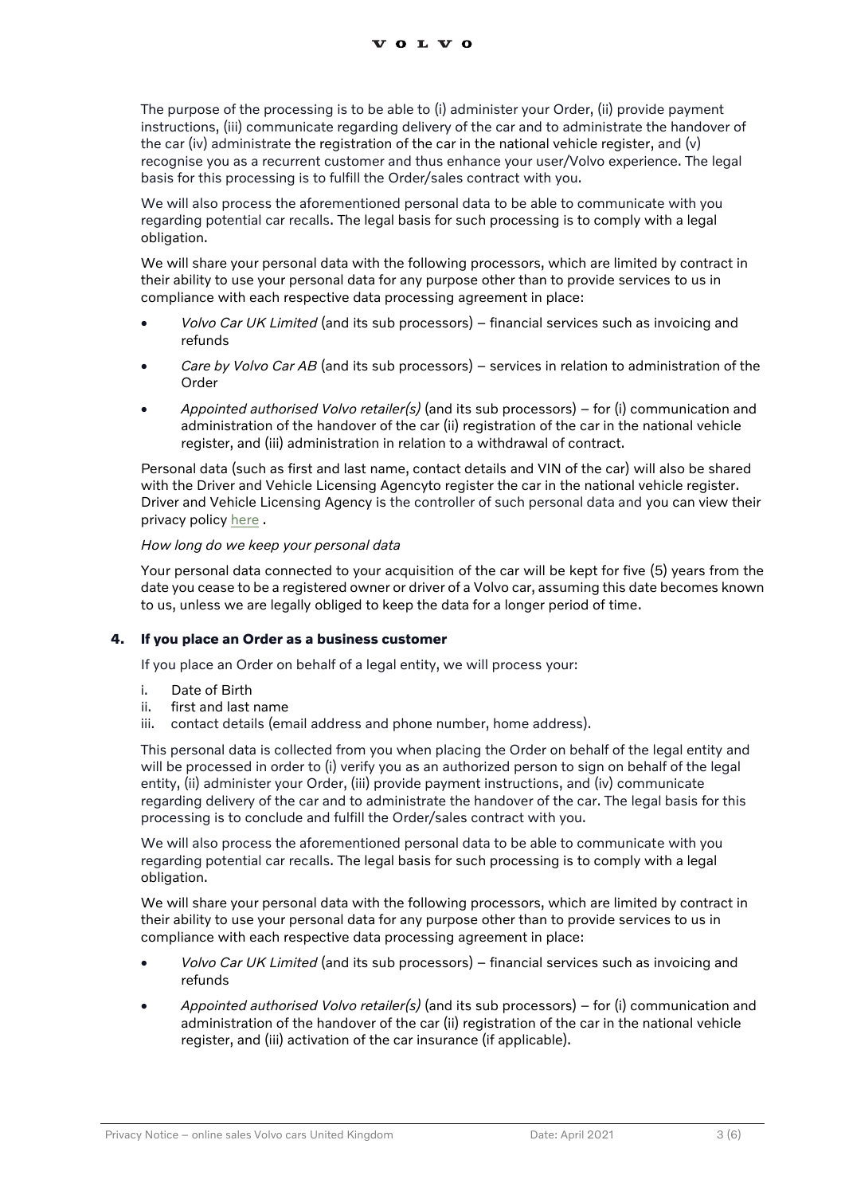The purpose of the processing is to be able to (i) administer your Order, (ii) provide payment instructions, (iii) communicate regarding delivery of the car and to administrate the handover of the car (iv) administrate the registration of the car in the national vehicle register, and (v) recognise you as a recurrent customer and thus enhance your user/Volvo experience. The legal basis for this processing is to fulfill the Order/sales contract with you.

We will also process the aforementioned personal data to be able to communicate with you regarding potential car recalls. The legal basis for such processing is to comply with a legal obligation.

We will share your personal data with the following processors, which are limited by contract in their ability to use your personal data for any purpose other than to provide services to us in compliance with each respective data processing agreement in place:

- *Volvo Car UK Limited* (and its sub processors) – financial services such as invoicing and refunds
- *Care by Volvo Car AB* (and its sub processors) – services in relation to administration of the Order
- *Appointed authorised Volvo retailer(s)* (and its sub processors) – for (i) communication and administration of the handover of the car (ii) registration of the car in the national vehicle register, and (iii) administration in relation to a withdrawal of contract.

Personal data (such as first and last name, contact details and VIN of the car) will also be shared with the Driver and Vehicle Licensing Agencyto register the car in the national vehicle register. Driver and Vehicle Licensing Agency is the controller of such personal data and you can view their privacy policy here .

*How long do we keep your personal data*

Your personal data connected to your acquisition of the car will be kept for five (5) years from the date you cease to be a registered owner or driver of a Volvo car, assuming this date becomes known to us, unless we are legally obliged to keep the data for a longer period of time.

## 4. If you place an Order as a business customer

If you place an Order on behalf of a legal entity, we will process your:

i. Date of Birth
ii. first and last name
iii. contact details (email address and phone number, home address).

This personal data is collected from you when placing the Order on behalf of the legal entity and will be processed in order to (i) verify you as an authorized person to sign on behalf of the legal entity, (ii) administer your Order, (iii) provide payment instructions, and (iv) communicate regarding delivery of the car and to administrate the handover of the car. The legal basis for this processing is to conclude and fulfill the Order/sales contract with you.

We will also process the aforementioned personal data to be able to communicate with you regarding potential car recalls. The legal basis for such processing is to comply with a legal obligation.

We will share your personal data with the following processors, which are limited by contract in their ability to use your personal data for any purpose other than to provide services to us in compliance with each respective data processing agreement in place:

- *Volvo Car UK Limited* (and its sub processors) – financial services such as invoicing and refunds
- *Appointed authorised Volvo retailer(s)* (and its sub processors) – for (i) communication and administration of the handover of the car (ii) registration of the car in the national vehicle register, and (iii) activation of the car insurance (if applicable).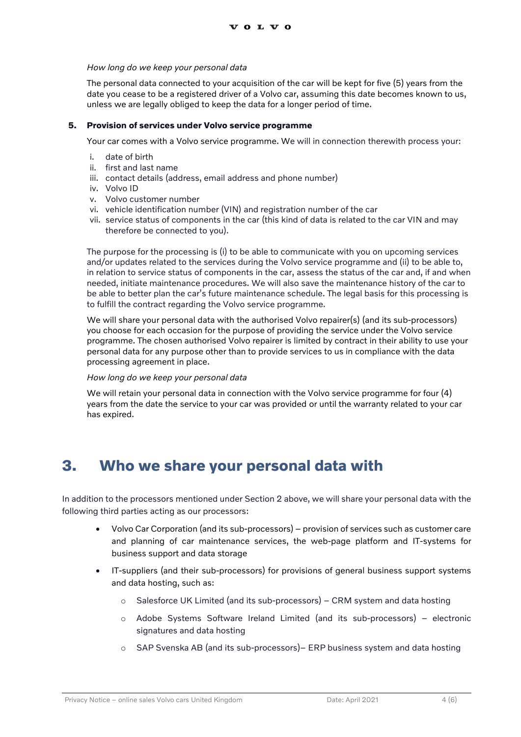*How long do we keep your personal data*

The personal data connected to your acquisition of the car will be kept for five (5) years from the date you cease to be a registered driver of a Volvo car, assuming this date becomes known to us, unless we are legally obliged to keep the data for a longer period of time.

**5. Provision of services under Volvo service programme**

Your car comes with a Volvo service programme. We will in connection therewith process your:

i. date of birth
ii. first and last name
iii. contact details (address, email address and phone number)
iv. Volvo ID
v. Volvo customer number
vi. vehicle identification number (VIN) and registration number of the car
vii. service status of components in the car (this kind of data is related to the car VIN and may therefore be connected to you).

The purpose for the processing is (i) to be able to communicate with you on upcoming services and/or updates related to the services during the Volvo service programme and (ii) to be able to, in relation to service status of components in the car, assess the status of the car and, if and when needed, initiate maintenance procedures. We will also save the maintenance history of the car to be able to better plan the car's future maintenance schedule. The legal basis for this processing is to fulfill the contract regarding the Volvo service programme.

We will share your personal data with the authorised Volvo repairer(s) (and its sub-processors) you choose for each occasion for the purpose of providing the service under the Volvo service programme. The chosen authorised Volvo repairer is limited by contract in their ability to use your personal data for any purpose other than to provide services to us in compliance with the data processing agreement in place.

*How long do we keep your personal data*

We will retain your personal data in connection with the Volvo service programme for four (4) years from the date the service to your car was provided or until the warranty related to your car has expired.

# 3. Who we share your personal data with

In addition to the processors mentioned under Section 2 above, we will share your personal data with the following third parties acting as our processors:

- Volvo Car Corporation (and its sub-processors) – provision of services such as customer care and planning of car maintenance services, the web-page platform and IT-systems for business support and data storage
- IT-suppliers (and their sub-processors) for provisions of general business support systems and data hosting, such as:
  - Salesforce UK Limited (and its sub-processors) – CRM system and data hosting
  - Adobe Systems Software Ireland Limited (and its sub-processors) – electronic signatures and data hosting
  - SAP Svenska AB (and its sub-processors)– ERP business system and data hosting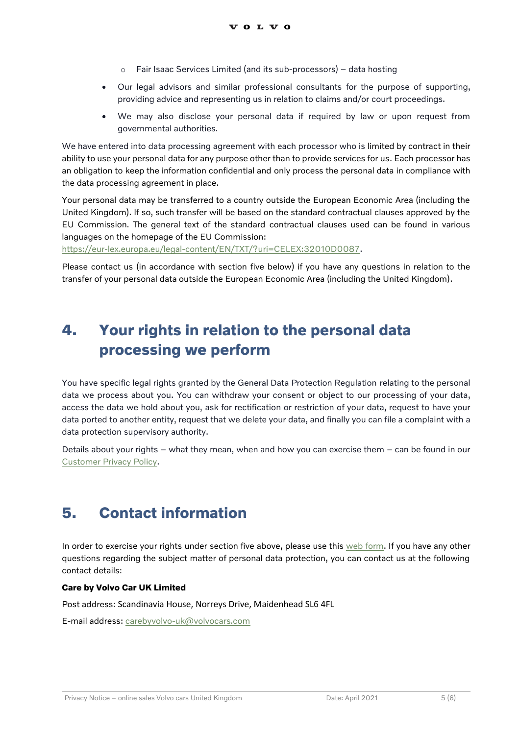- Fair Isaac Services Limited (and its sub-processors) – data hosting
- Our legal advisors and similar professional consultants for the purpose of supporting, providing advice and representing us in relation to claims and/or court proceedings.
- We may also disclose your personal data if required by law or upon request from governmental authorities.

We have entered into data processing agreement with each processor who is limited by contract in their ability to use your personal data for any purpose other than to provide services for us. Each processor has an obligation to keep the information confidential and only process the personal data in compliance with the data processing agreement in place.

Your personal data may be transferred to a country outside the European Economic Area (including the United Kingdom). If so, such transfer will be based on the standard contractual clauses approved by the EU Commission. The general text of the standard contractual clauses used can be found in various languages on the homepage of the EU Commission:
https://eur-lex.europa.eu/legal-content/EN/TXT/?uri=CELEX:32010D0087.

Please contact us (in accordance with section five below) if you have any questions in relation to the transfer of your personal data outside the European Economic Area (including the United Kingdom).

## 4. Your rights in relation to the personal data processing we perform

You have specific legal rights granted by the General Data Protection Regulation relating to the personal data we process about you. You can withdraw your consent or object to our processing of your data, access the data we hold about you, ask for rectification or restriction of your data, request to have your data ported to another entity, request that we delete your data, and finally you can file a complaint with a data protection supervisory authority.

Details about your rights – what they mean, when and how you can exercise them – can be found in our Customer Privacy Policy.

## 5. Contact information

In order to exercise your rights under section five above, please use this web form. If you have any other questions regarding the subject matter of personal data protection, you can contact us at the following contact details:

**Care by Volvo Car UK Limited**

Post address: Scandinavia House, Norreys Drive, Maidenhead SL6 4FL

E-mail address: carebyvolvo-uk@volvocars.com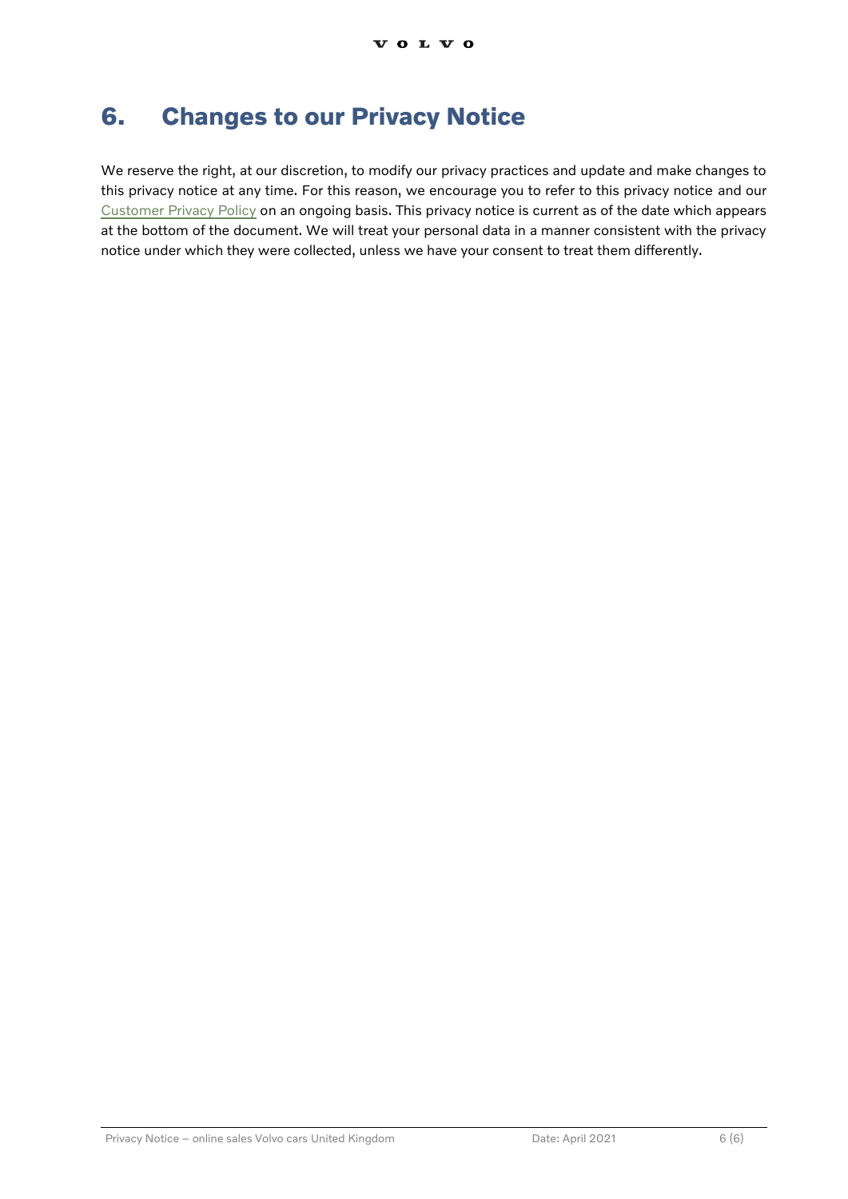# 6. Changes to our Privacy Notice

We reserve the right, at our discretion, to modify our privacy practices and update and make changes to this privacy notice at any time. For this reason, we encourage you to refer to this privacy notice and our Customer Privacy Policy on an ongoing basis. This privacy notice is current as of the date which appears at the bottom of the document. We will treat your personal data in a manner consistent with the privacy notice under which they were collected, unless we have your consent to treat them differently.

Date: April 2021